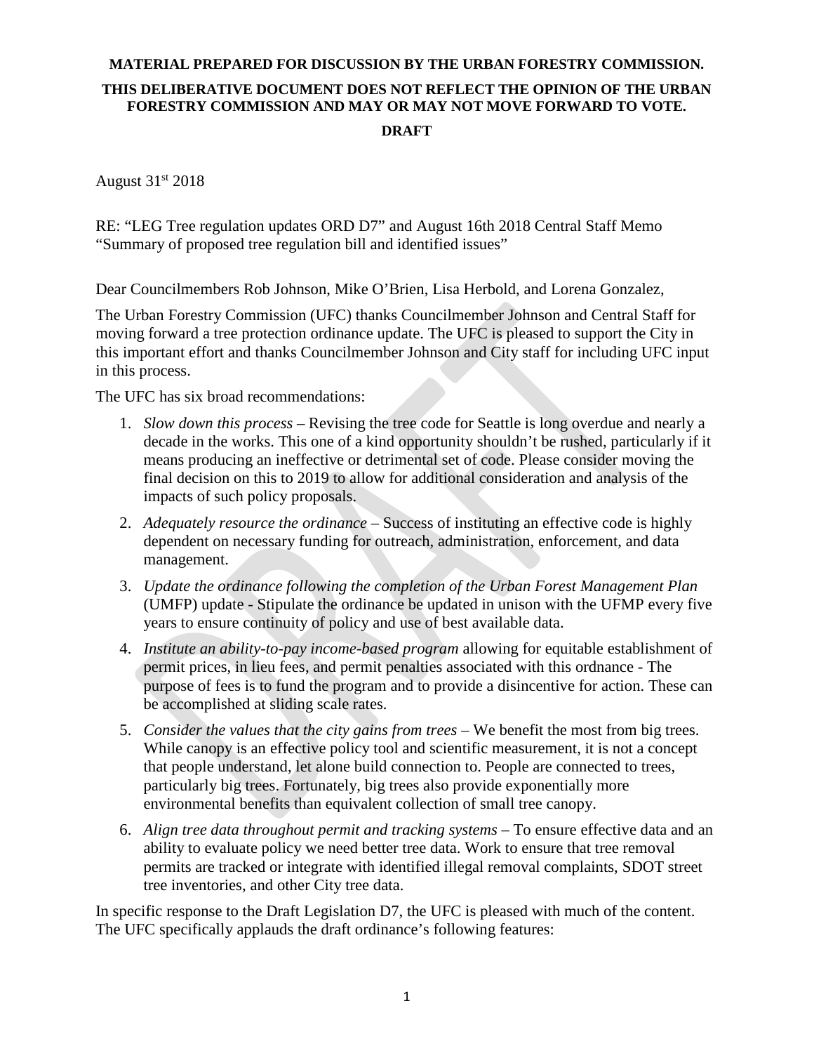**MATERIAL PREPARED FOR DISCUSSION BY THE URBAN FORESTRY COMMISSION.**

**THIS DELIBERATIVE DOCUMENT DOES NOT REFLECT THE OPINION OF THE URBAN FORESTRY COMMISSION AND MAY OR MAY NOT MOVE FORWARD TO VOTE.**

**DRAFT**

August 31st 2018

RE: "LEG Tree regulation updates ORD D7" and August 16th 2018 Central Staff Memo "Summary of proposed tree regulation bill and identified issues"

Dear Councilmembers Rob Johnson, Mike O'Brien, Lisa Herbold, and Lorena Gonzalez,

The Urban Forestry Commission (UFC) thanks Councilmember Johnson and Central Staff for moving forward a tree protection ordinance update. The UFC is pleased to support the City in this important effort and thanks Councilmember Johnson and City staff for including UFC input in this process.

The UFC has six broad recommendations:

1. *Slow down this process* – Revising the tree code for Seattle is long overdue and nearly a decade in the works. This one of a kind opportunity shouldn't be rushed, particularly if it means producing an ineffective or detrimental set of code. Please consider moving the final decision on this to 2019 to allow for additional consideration and analysis of the impacts of such policy proposals.
2. *Adequately resource the ordinance* – Success of instituting an effective code is highly dependent on necessary funding for outreach, administration, enforcement, and data management.
3. *Update the ordinance following the completion of the Urban Forest Management Plan* (UMFP) update - Stipulate the ordinance be updated in unison with the UFMP every five years to ensure continuity of policy and use of best available data.
4. *Institute an ability-to-pay income-based program* allowing for equitable establishment of permit prices, in lieu fees, and permit penalties associated with this ordnance - The purpose of fees is to fund the program and to provide a disincentive for action. These can be accomplished at sliding scale rates.
5. *Consider the values that the city gains from trees* – We benefit the most from big trees. While canopy is an effective policy tool and scientific measurement, it is not a concept that people understand, let alone build connection to. People are connected to trees, particularly big trees. Fortunately, big trees also provide exponentially more environmental benefits than equivalent collection of small tree canopy.
6. *Align tree data throughout permit and tracking systems* – To ensure effective data and an ability to evaluate policy we need better tree data. Work to ensure that tree removal permits are tracked or integrate with identified illegal removal complaints, SDOT street tree inventories, and other City tree data.

In specific response to the Draft Legislation D7, the UFC is pleased with much of the content. The UFC specifically applauds the draft ordinance's following features: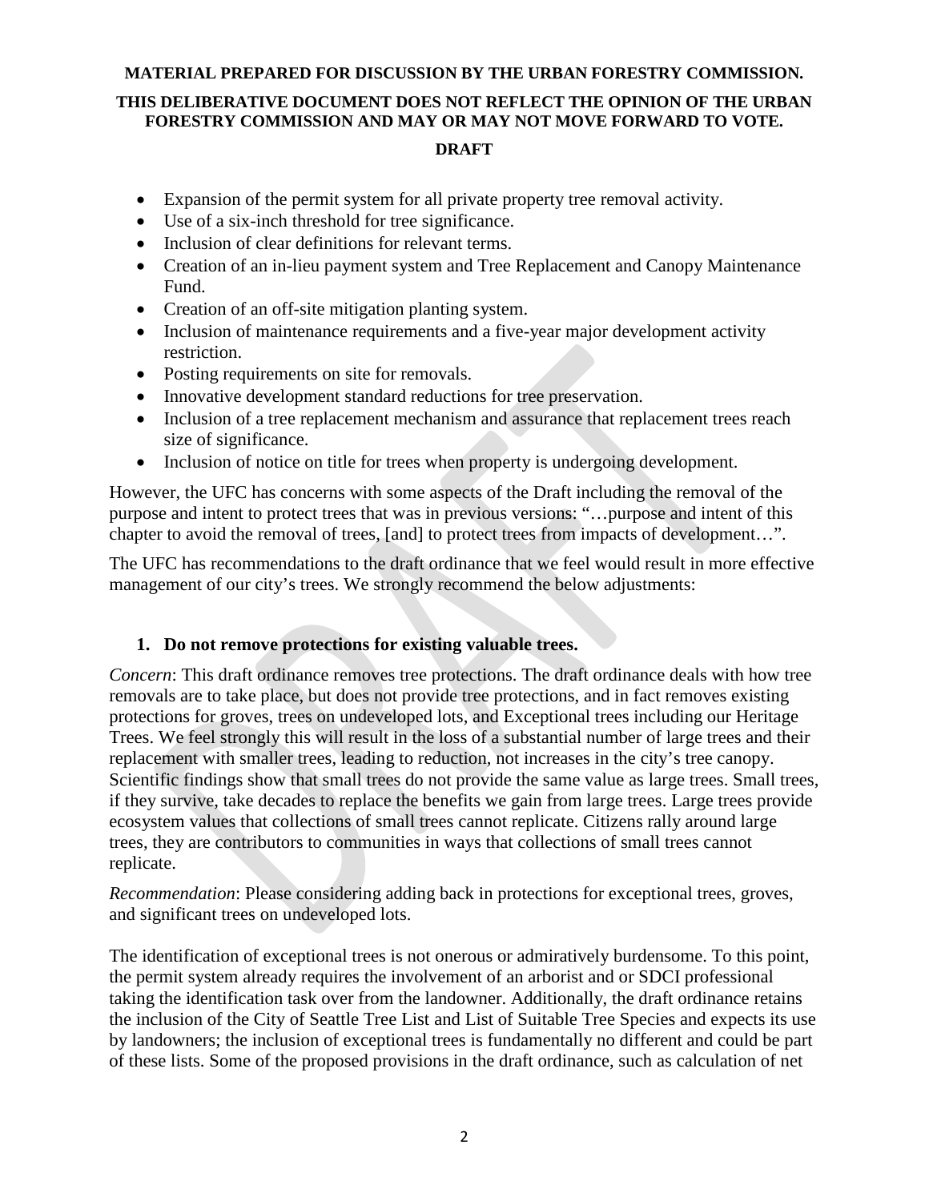**MATERIAL PREPARED FOR DISCUSSION BY THE URBAN FORESTRY COMMISSION.**

**THIS DELIBERATIVE DOCUMENT DOES NOT REFLECT THE OPINION OF THE URBAN FORESTRY COMMISSION AND MAY OR MAY NOT MOVE FORWARD TO VOTE.**

**DRAFT**

- Expansion of the permit system for all private property tree removal activity.
- Use of a six-inch threshold for tree significance.
- Inclusion of clear definitions for relevant terms.
- Creation of an in-lieu payment system and Tree Replacement and Canopy Maintenance Fund.
- Creation of an off-site mitigation planting system.
- Inclusion of maintenance requirements and a five-year major development activity restriction.
- Posting requirements on site for removals.
- Innovative development standard reductions for tree preservation.
- Inclusion of a tree replacement mechanism and assurance that replacement trees reach size of significance.
- Inclusion of notice on title for trees when property is undergoing development.

However, the UFC has concerns with some aspects of the Draft including the removal of the purpose and intent to protect trees that was in previous versions: "…purpose and intent of this chapter to avoid the removal of trees, [and] to protect trees from impacts of development…".

The UFC has recommendations to the draft ordinance that we feel would result in more effective management of our city's trees. We strongly recommend the below adjustments:

1. **Do not remove protections for existing valuable trees.**

*Concern*: This draft ordinance removes tree protections. The draft ordinance deals with how tree removals are to take place, but does not provide tree protections, and in fact removes existing protections for groves, trees on undeveloped lots, and Exceptional trees including our Heritage Trees. We feel strongly this will result in the loss of a substantial number of large trees and their replacement with smaller trees, leading to reduction, not increases in the city's tree canopy. Scientific findings show that small trees do not provide the same value as large trees. Small trees, if they survive, take decades to replace the benefits we gain from large trees. Large trees provide ecosystem values that collections of small trees cannot replicate. Citizens rally around large trees, they are contributors to communities in ways that collections of small trees cannot replicate.

*Recommendation*: Please considering adding back in protections for exceptional trees, groves, and significant trees on undeveloped lots.

The identification of exceptional trees is not onerous or admiratively burdensome. To this point, the permit system already requires the involvement of an arborist and or SDCI professional taking the identification task over from the landowner. Additionally, the draft ordinance retains the inclusion of the City of Seattle Tree List and List of Suitable Tree Species and expects its use by landowners; the inclusion of exceptional trees is fundamentally no different and could be part of these lists. Some of the proposed provisions in the draft ordinance, such as calculation of net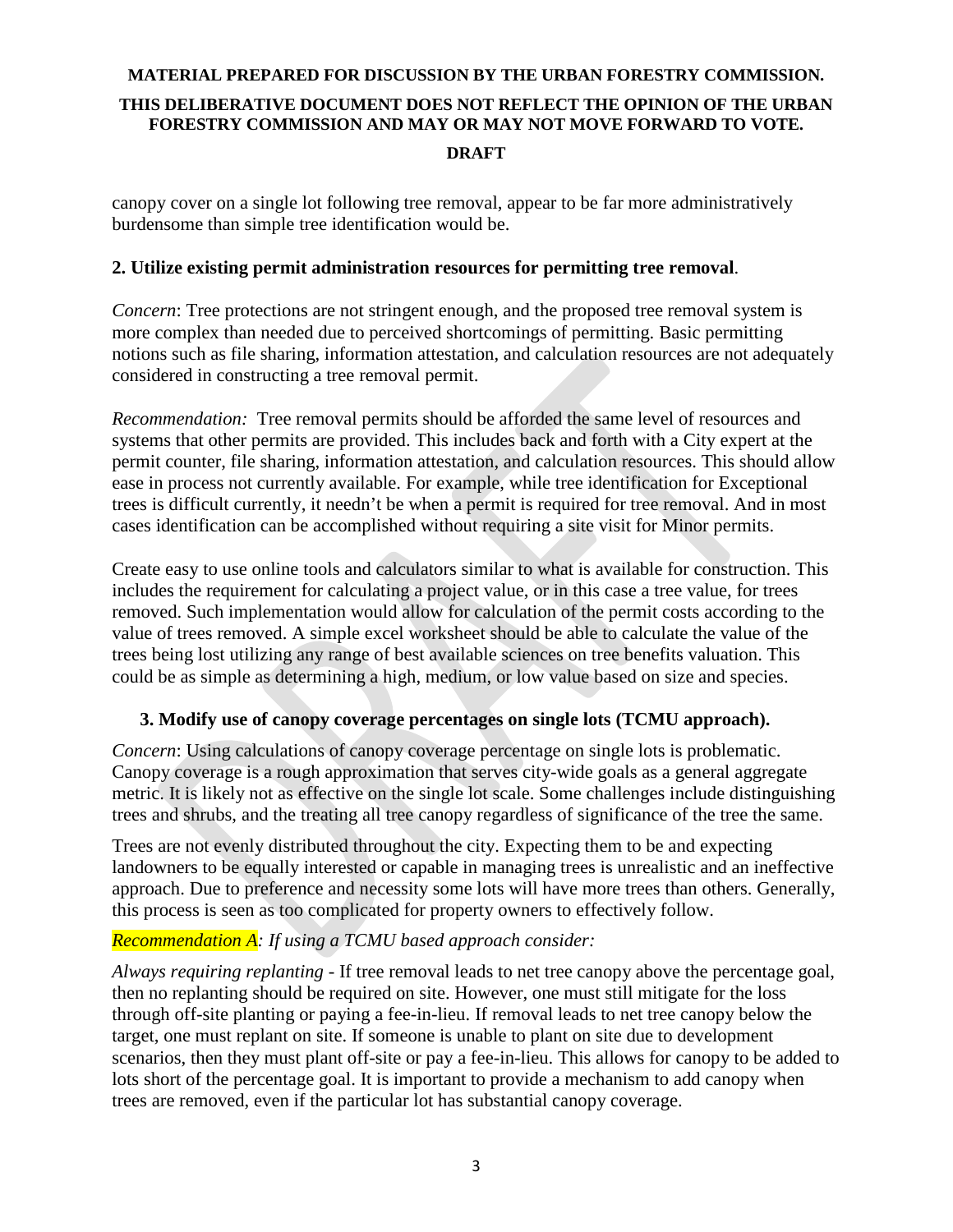**MATERIAL PREPARED FOR DISCUSSION BY THE URBAN FORESTRY COMMISSION.**

**THIS DELIBERATIVE DOCUMENT DOES NOT REFLECT THE OPINION OF THE URBAN FORESTRY COMMISSION AND MAY OR MAY NOT MOVE FORWARD TO VOTE.**

**DRAFT**

canopy cover on a single lot following tree removal, appear to be far more administratively burdensome than simple tree identification would be.

**2. Utilize existing permit administration resources for permitting tree removal**.

*Concern*: Tree protections are not stringent enough, and the proposed tree removal system is more complex than needed due to perceived shortcomings of permitting. Basic permitting notions such as file sharing, information attestation, and calculation resources are not adequately considered in constructing a tree removal permit.

*Recommendation:* Tree removal permits should be afforded the same level of resources and systems that other permits are provided. This includes back and forth with a City expert at the permit counter, file sharing, information attestation, and calculation resources. This should allow ease in process not currently available. For example, while tree identification for Exceptional trees is difficult currently, it needn't be when a permit is required for tree removal. And in most cases identification can be accomplished without requiring a site visit for Minor permits.

Create easy to use online tools and calculators similar to what is available for construction. This includes the requirement for calculating a project value, or in this case a tree value, for trees removed. Such implementation would allow for calculation of the permit costs according to the value of trees removed. A simple excel worksheet should be able to calculate the value of the trees being lost utilizing any range of best available sciences on tree benefits valuation. This could be as simple as determining a high, medium, or low value based on size and species.

**3. Modify use of canopy coverage percentages on single lots (TCMU approach).**

*Concern*: Using calculations of canopy coverage percentage on single lots is problematic. Canopy coverage is a rough approximation that serves city-wide goals as a general aggregate metric. It is likely not as effective on the single lot scale. Some challenges include distinguishing trees and shrubs, and the treating all tree canopy regardless of significance of the tree the same.

Trees are not evenly distributed throughout the city. Expecting them to be and expecting landowners to be equally interested or capable in managing trees is unrealistic and an ineffective approach. Due to preference and necessity some lots will have more trees than others. Generally, this process is seen as too complicated for property owners to effectively follow.

*Recommendation A: If using a TCMU based approach consider:*

*Always requiring replanting* - If tree removal leads to net tree canopy above the percentage goal, then no replanting should be required on site. However, one must still mitigate for the loss through off-site planting or paying a fee-in-lieu. If removal leads to net tree canopy below the target, one must replant on site. If someone is unable to plant on site due to development scenarios, then they must plant off-site or pay a fee-in-lieu. This allows for canopy to be added to lots short of the percentage goal. It is important to provide a mechanism to add canopy when trees are removed, even if the particular lot has substantial canopy coverage.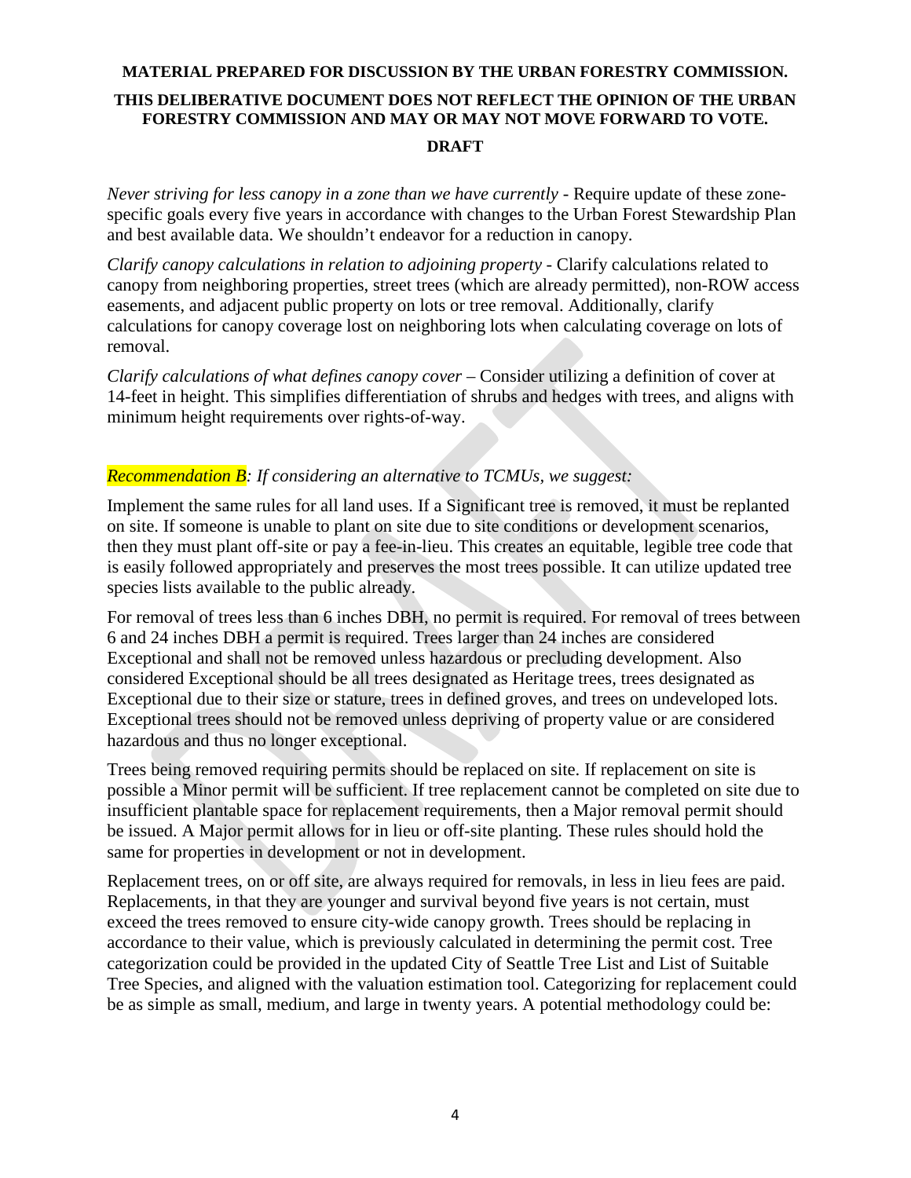**MATERIAL PREPARED FOR DISCUSSION BY THE URBAN FORESTRY COMMISSION.**

**THIS DELIBERATIVE DOCUMENT DOES NOT REFLECT THE OPINION OF THE URBAN FORESTRY COMMISSION AND MAY OR MAY NOT MOVE FORWARD TO VOTE.**

**DRAFT**

*Never striving for less canopy in a zone than we have currently* - Require update of these zone-specific goals every five years in accordance with changes to the Urban Forest Stewardship Plan and best available data. We shouldn't endeavor for a reduction in canopy.

*Clarify canopy calculations in relation to adjoining property* - Clarify calculations related to canopy from neighboring properties, street trees (which are already permitted), non-ROW access easements, and adjacent public property on lots or tree removal. Additionally, clarify calculations for canopy coverage lost on neighboring lots when calculating coverage on lots of removal.

*Clarify calculations of what defines canopy cover* – Consider utilizing a definition of cover at 14-feet in height. This simplifies differentiation of shrubs and hedges with trees, and aligns with minimum height requirements over rights-of-way.

*Recommendation B: If considering an alternative to TCMUs, we suggest:*

Implement the same rules for all land uses. If a Significant tree is removed, it must be replanted on site. If someone is unable to plant on site due to site conditions or development scenarios, then they must plant off-site or pay a fee-in-lieu. This creates an equitable, legible tree code that is easily followed appropriately and preserves the most trees possible. It can utilize updated tree species lists available to the public already.

For removal of trees less than 6 inches DBH, no permit is required. For removal of trees between 6 and 24 inches DBH a permit is required. Trees larger than 24 inches are considered Exceptional and shall not be removed unless hazardous or precluding development. Also considered Exceptional should be all trees designated as Heritage trees, trees designated as Exceptional due to their size or stature, trees in defined groves, and trees on undeveloped lots. Exceptional trees should not be removed unless depriving of property value or are considered hazardous and thus no longer exceptional.

Trees being removed requiring permits should be replaced on site. If replacement on site is possible a Minor permit will be sufficient. If tree replacement cannot be completed on site due to insufficient plantable space for replacement requirements, then a Major removal permit should be issued. A Major permit allows for in lieu or off-site planting. These rules should hold the same for properties in development or not in development.

Replacement trees, on or off site, are always required for removals, in less in lieu fees are paid. Replacements, in that they are younger and survival beyond five years is not certain, must exceed the trees removed to ensure city-wide canopy growth. Trees should be replacing in accordance to their value, which is previously calculated in determining the permit cost. Tree categorization could be provided in the updated City of Seattle Tree List and List of Suitable Tree Species, and aligned with the valuation estimation tool. Categorizing for replacement could be as simple as small, medium, and large in twenty years. A potential methodology could be: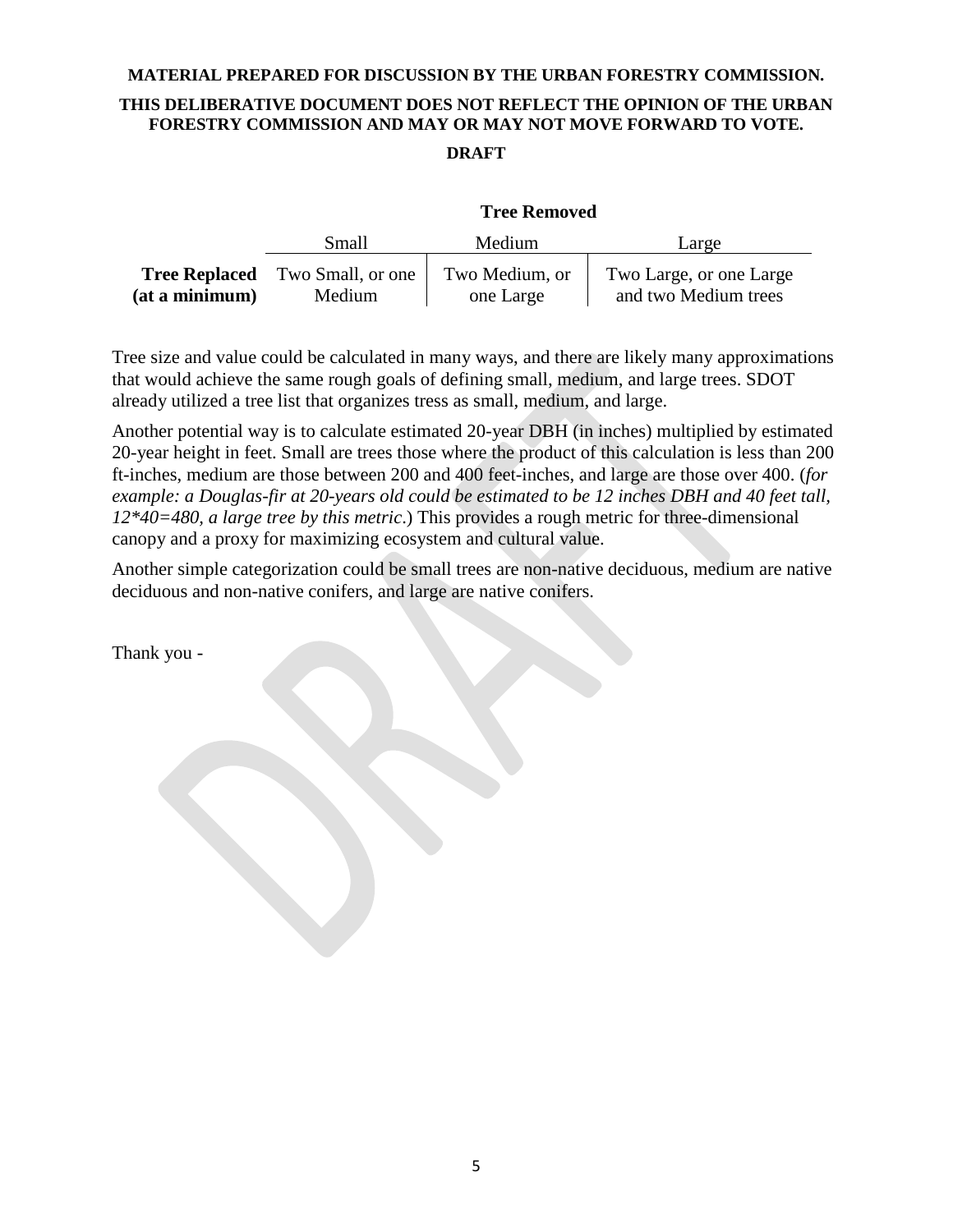**MATERIAL PREPARED FOR DISCUSSION BY THE URBAN FORESTRY COMMISSION.**

**THIS DELIBERATIVE DOCUMENT DOES NOT REFLECT THE OPINION OF THE URBAN FORESTRY COMMISSION AND MAY OR MAY NOT MOVE FORWARD TO VOTE.**

**DRAFT**

| | **Tree Removed** | | |
|---|---|---|---|
| | Small | Medium | Large |
| **Tree Replaced (at a minimum)** | Two Small, or one Medium | Two Medium, or one Large | Two Large, or one Large and two Medium trees |

Tree size and value could be calculated in many ways, and there are likely many approximations that would achieve the same rough goals of defining small, medium, and large trees. SDOT already utilized a tree list that organizes tress as small, medium, and large.

Another potential way is to calculate estimated 20-year DBH (in inches) multiplied by estimated 20-year height in feet. Small are trees those where the product of this calculation is less than 200 ft-inches, medium are those between 200 and 400 feet-inches, and large are those over 400. (*for example: a Douglas-fir at 20-years old could be estimated to be 12 inches DBH and 40 feet tall, 12*40=480, a large tree by this metric*.) This provides a rough metric for three-dimensional canopy and a proxy for maximizing ecosystem and cultural value.

Another simple categorization could be small trees are non-native deciduous, medium are native deciduous and non-native conifers, and large are native conifers.

Thank you -